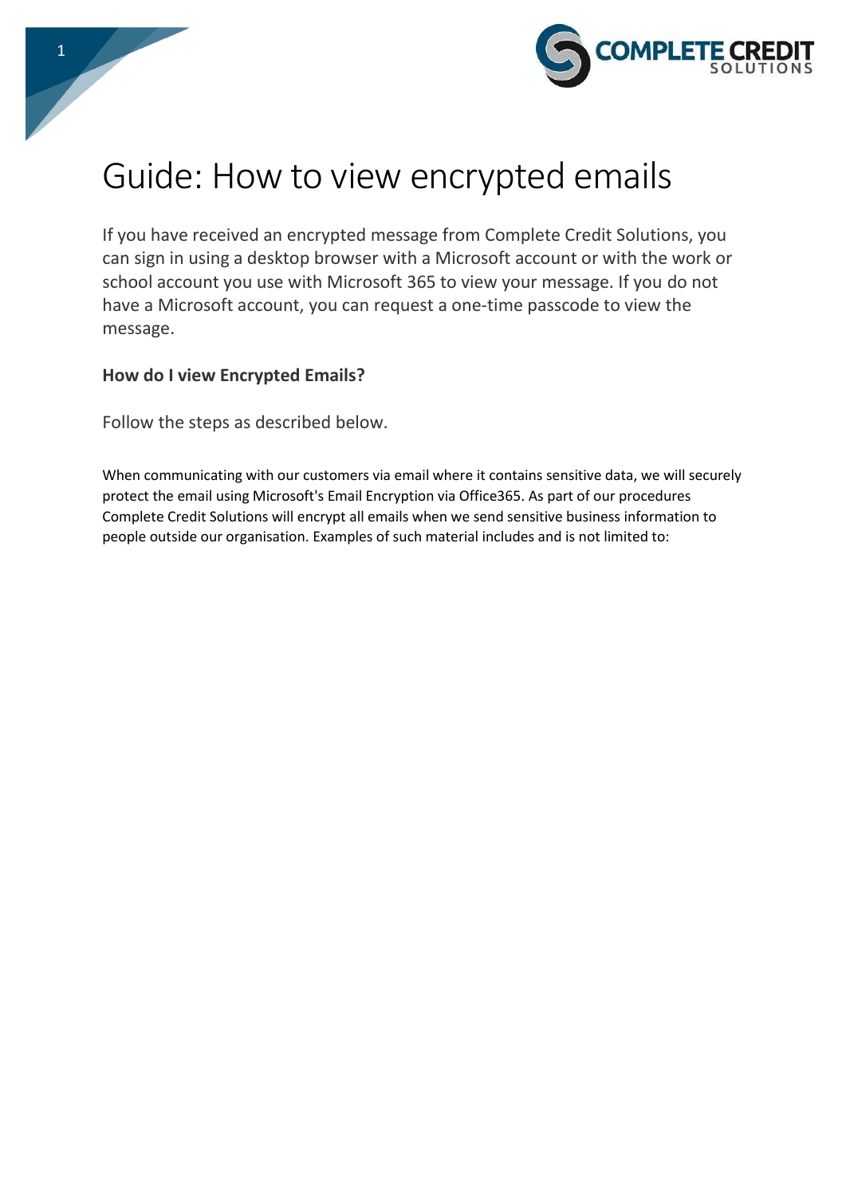# Guide: How to view encrypted emails

If you have received an encrypted message from Complete Credit Solutions, you can sign in using a desktop browser with a Microsoft account or with the work or school account you use with Microsoft 365 to view your message. If you do not have a Microsoft account, you can request a one-time passcode to view the message.

**How do I view Encrypted Emails?**

Follow the steps as described below.

When communicating with our customers via email where it contains sensitive data, we will securely protect the email using Microsoft's Email Encryption via Office365. As part of our procedures Complete Credit Solutions will encrypt all emails when we send sensitive business information to people outside our organisation. Examples of such material includes and is not limited to: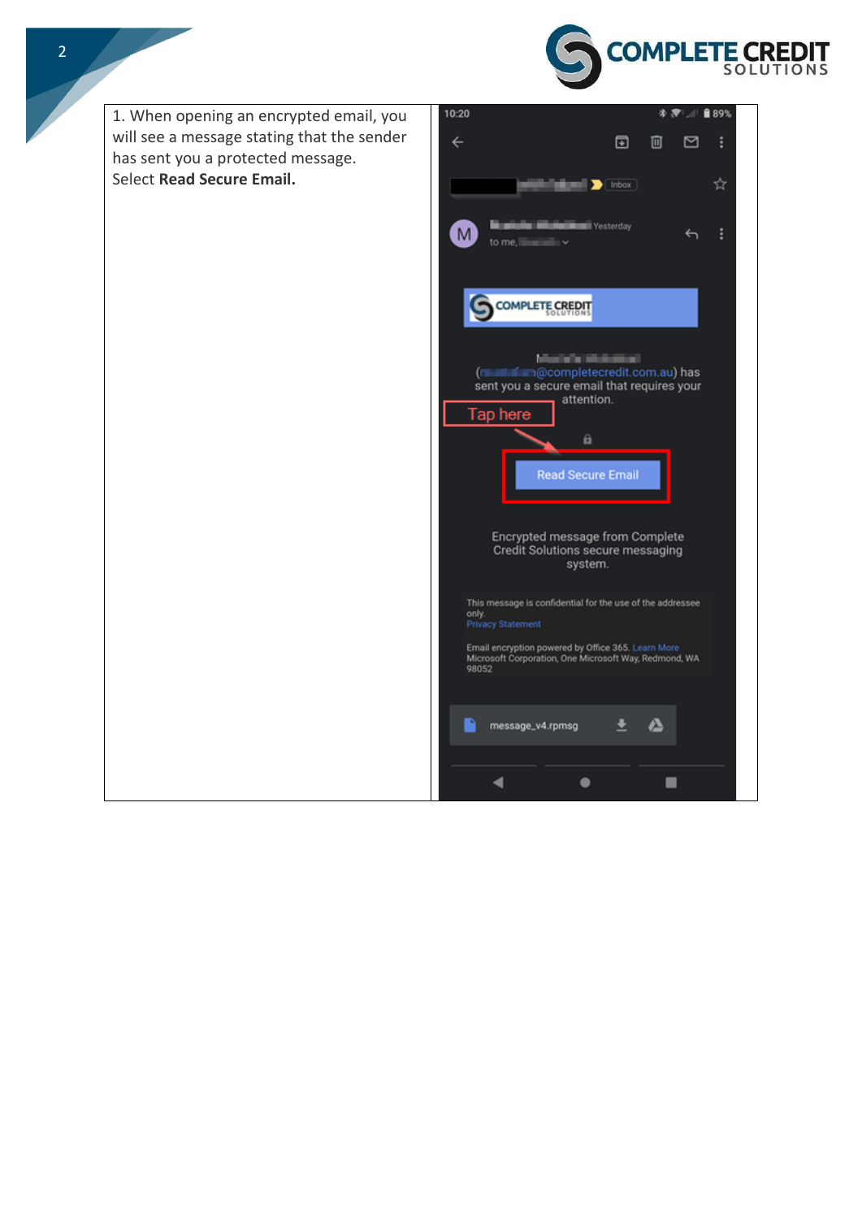| | |
|---|---|
| 1. When opening an encrypted email, you will see a message stating that the sender has sent you a protected message. Select **Read Secure Email.** | |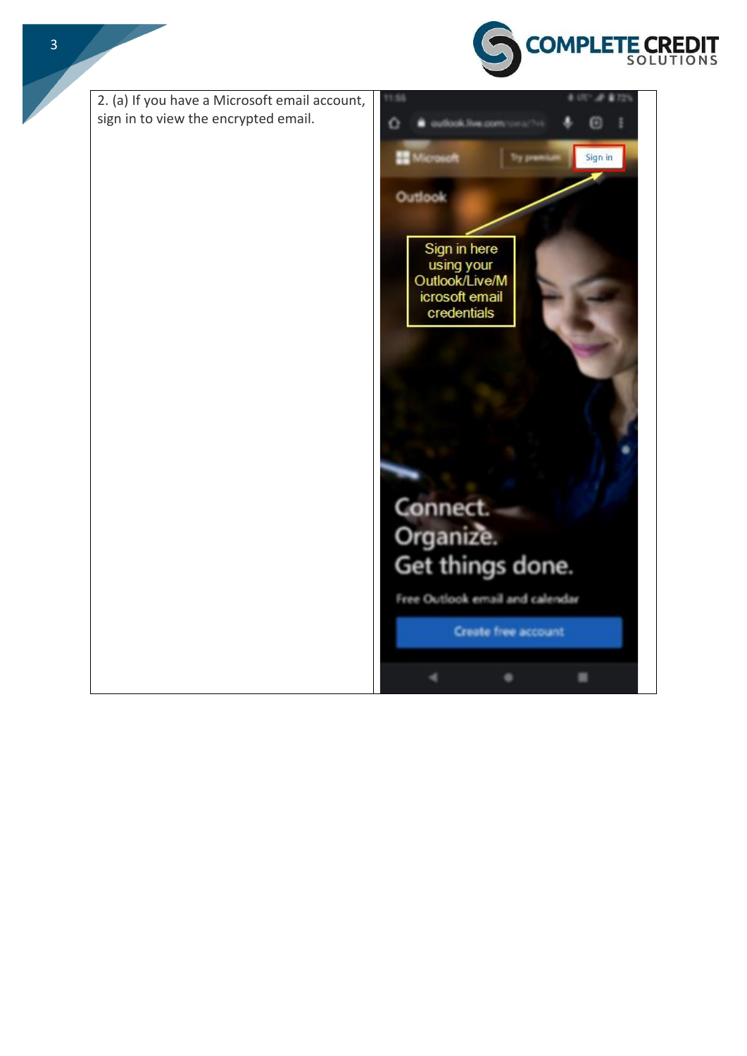| 2. (a) If you have a Microsoft email account, sign in to view the encrypted email. | |
|---|---|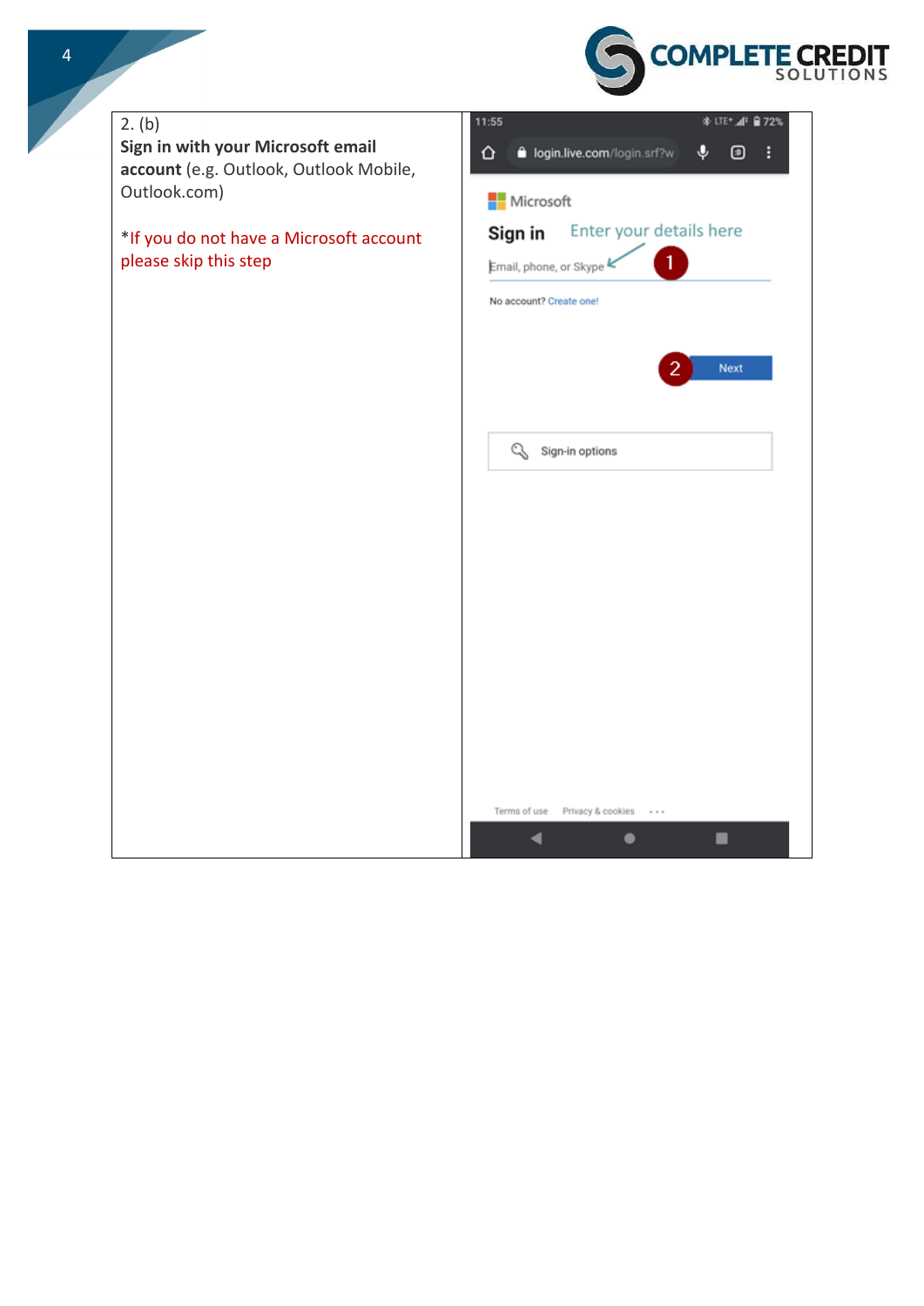2. (b)
**Sign in with your Microsoft email account** (e.g. Outlook, Outlook Mobile, Outlook.com)

*If you do not have a Microsoft account please skip this step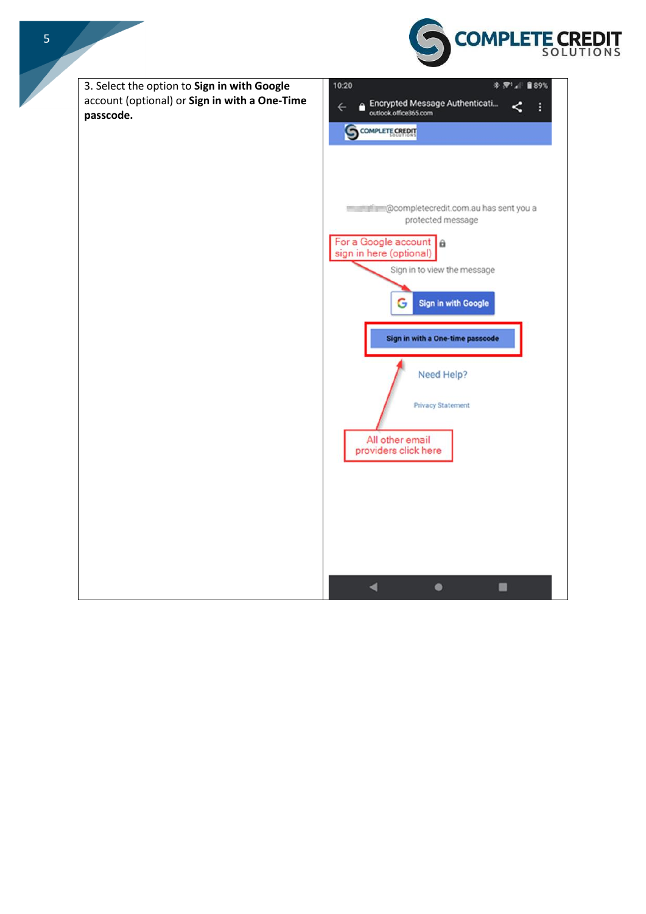3. Select the option to **Sign in with Google** account (optional) or **Sign in with a One-Time passcode.**

10:20 89%

Encrypted Message Authenticati...
outlook.office365.com

@completecredit.com.au has sent you a protected message

For a Google account sign in here (optional)

Sign in to view the message

Sign in with Google

Sign in with a One-time passcode

Need Help?

Privacy Statement

All other email providers click here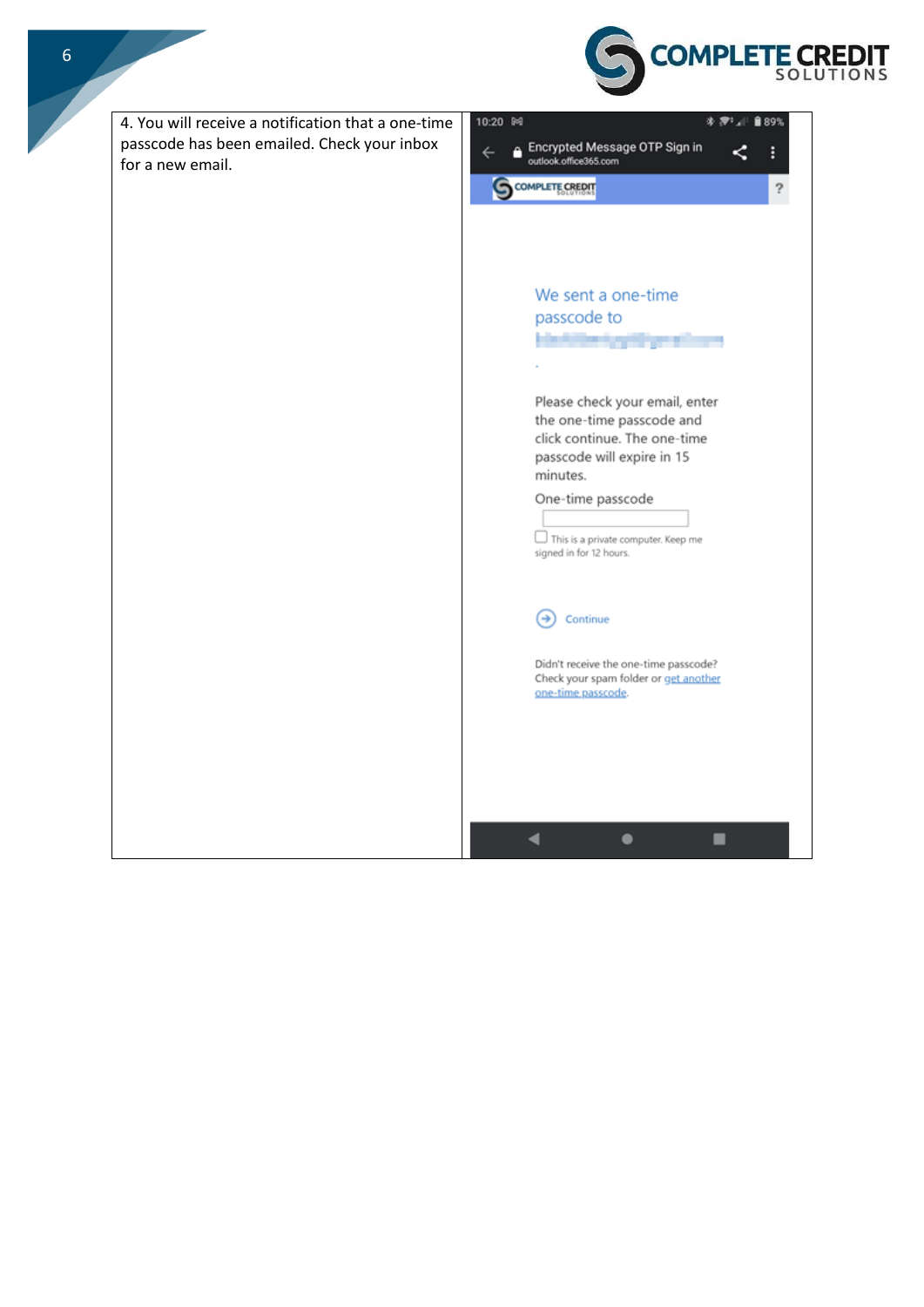| | |
|---|---|
| 4. You will receive a notification that a one-time passcode has been emailed. Check your inbox for a new email. | 10:20 Encrypted Message OTP Sign in outlook.office365.com<br><br>We sent a one-time passcode to<br><br>Please check your email, enter the one-time passcode and click continue. The one-time passcode will expire in 15 minutes.<br><br>One-time passcode<br><br>This is a private computer. Keep me signed in for 12 hours.<br><br>Continue<br><br>Didn't receive the one-time passcode? Check your spam folder or get another one-time passcode. |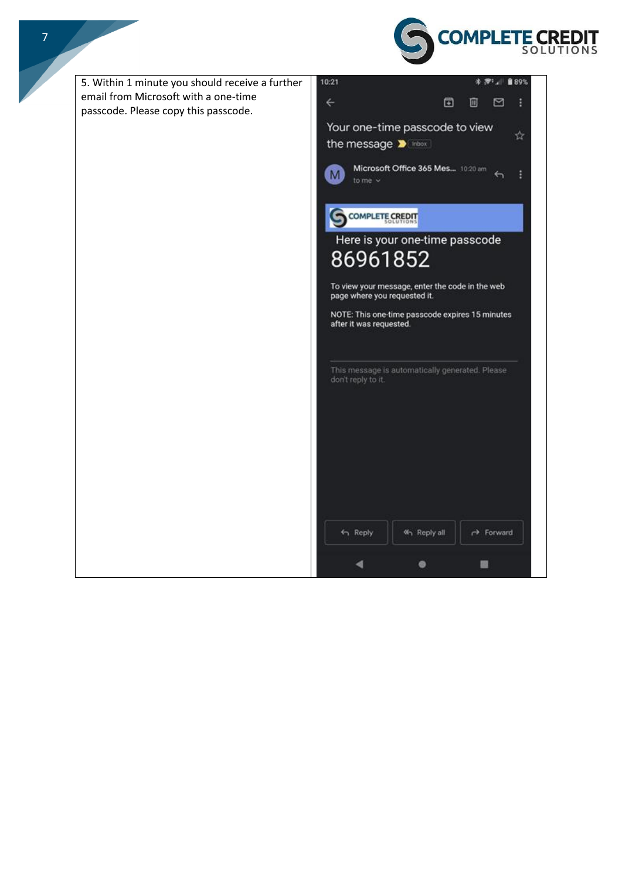5. Within 1 minute you should receive a further email from Microsoft with a one-time passcode. Please copy this passcode.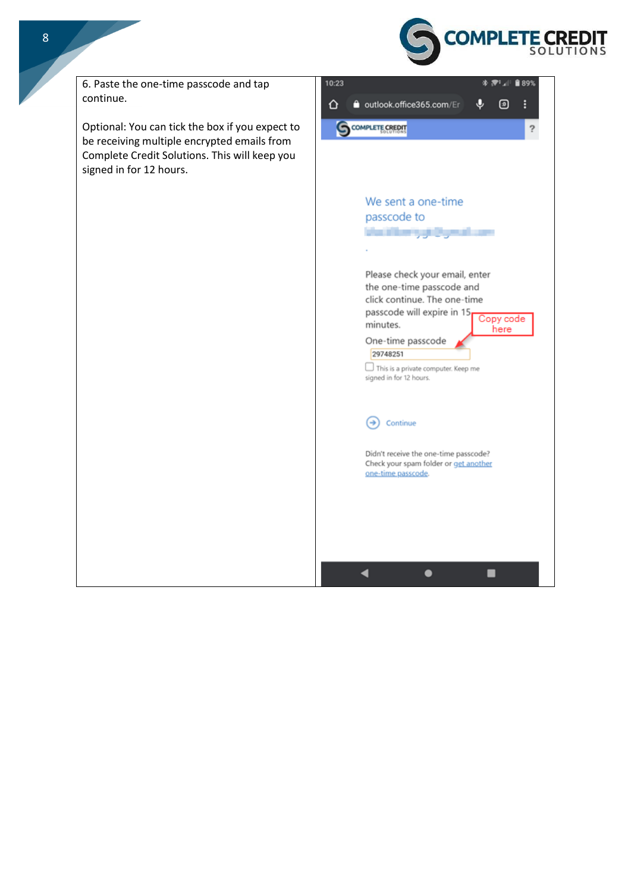6. Paste the one-time passcode and tap continue.

Optional: You can tick the box if you expect to be receiving multiple encrypted emails from Complete Credit Solutions. This will keep you signed in for 12 hours.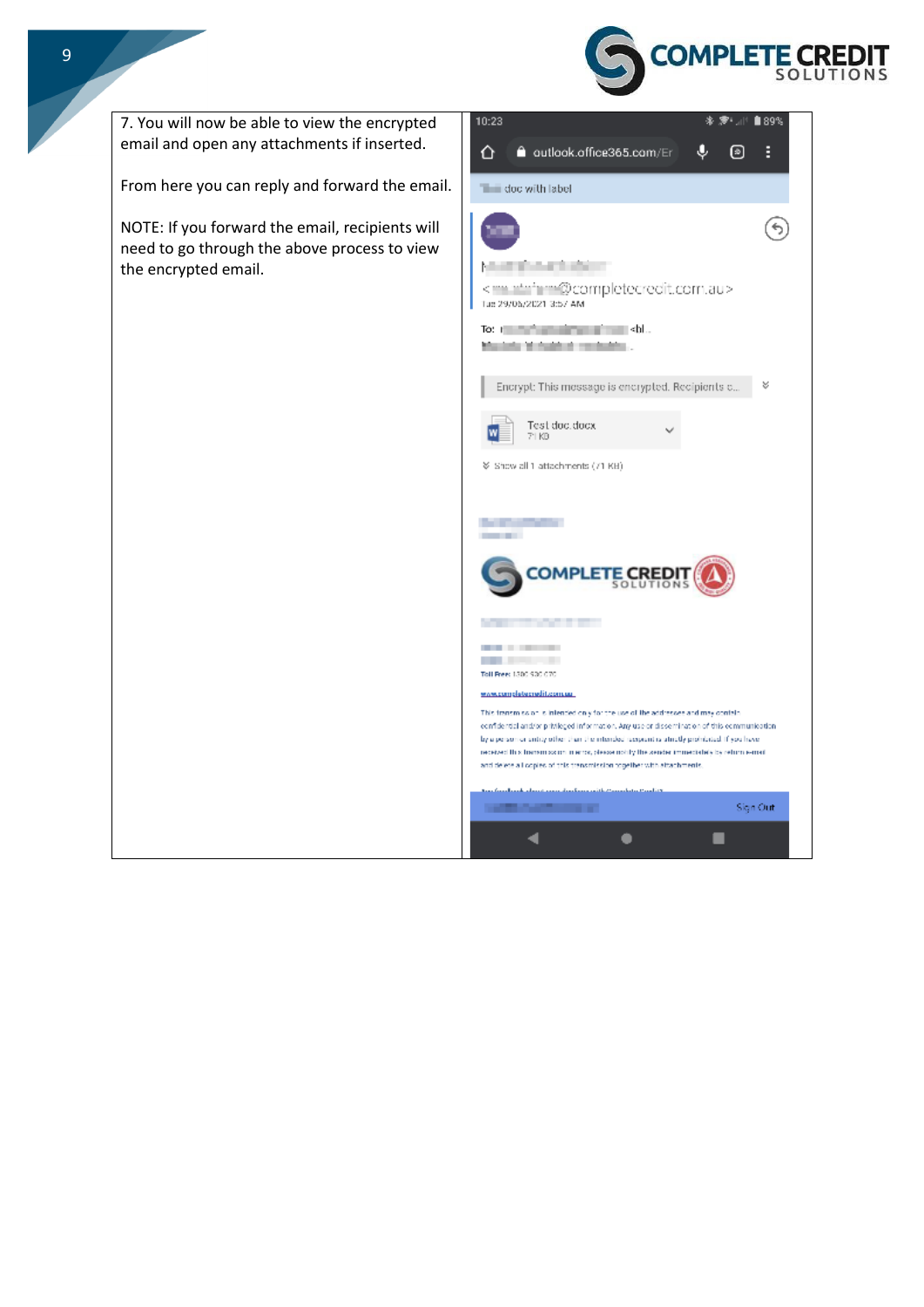7. You will now be able to view the encrypted email and open any attachments if inserted.

From here you can reply and forward the email.

NOTE: If you forward the email, recipients will need to go through the above process to view the encrypted email.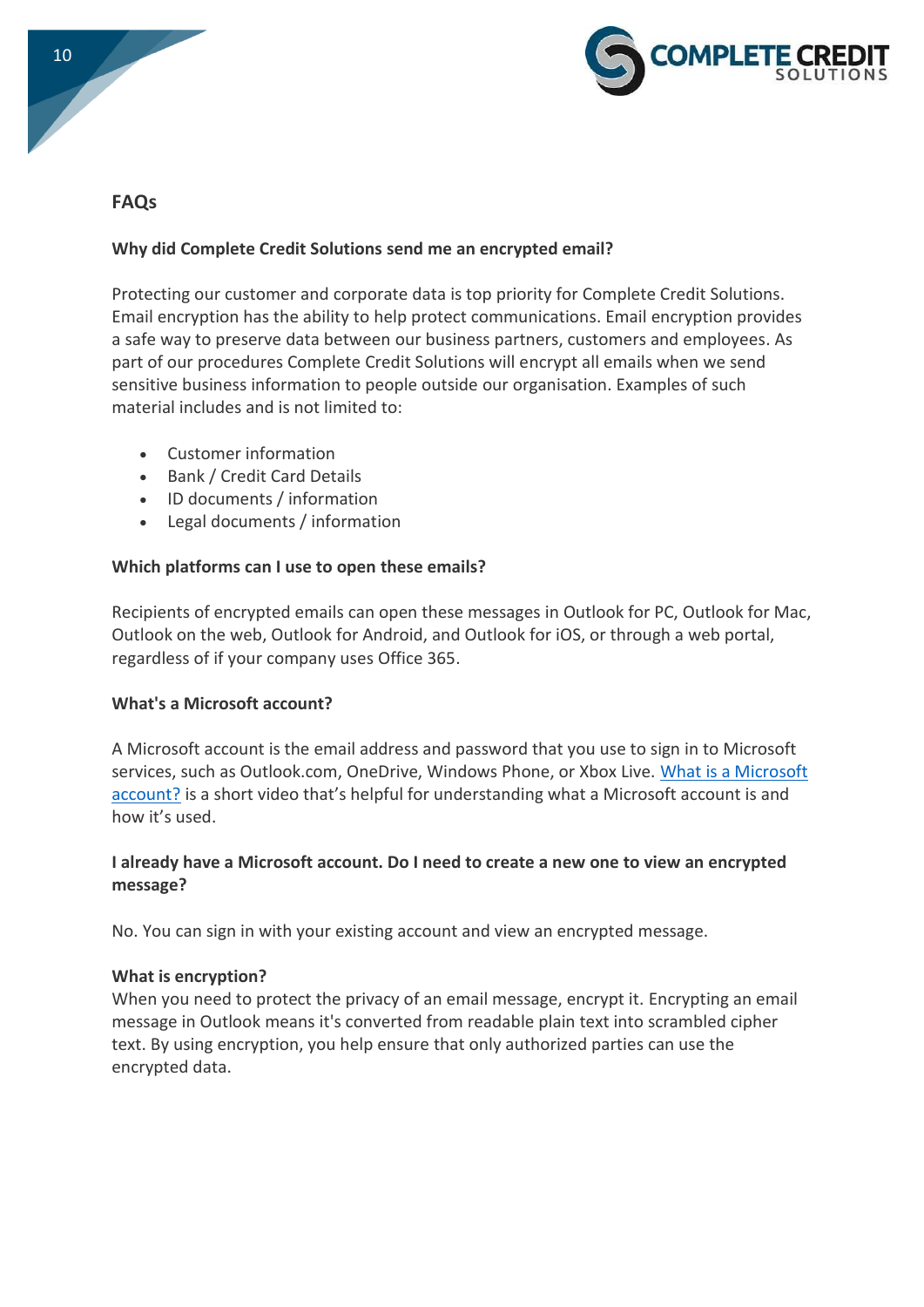## FAQs

**Why did Complete Credit Solutions send me an encrypted email?**

Protecting our customer and corporate data is top priority for Complete Credit Solutions. Email encryption has the ability to help protect communications. Email encryption provides a safe way to preserve data between our business partners, customers and employees. As part of our procedures Complete Credit Solutions will encrypt all emails when we send sensitive business information to people outside our organisation. Examples of such material includes and is not limited to:

- Customer information
- Bank / Credit Card Details
- ID documents / information
- Legal documents / information

**Which platforms can I use to open these emails?**

Recipients of encrypted emails can open these messages in Outlook for PC, Outlook for Mac, Outlook on the web, Outlook for Android, and Outlook for iOS, or through a web portal, regardless of if your company uses Office 365.

**What's a Microsoft account?**

A Microsoft account is the email address and password that you use to sign in to Microsoft services, such as Outlook.com, OneDrive, Windows Phone, or Xbox Live. What is a Microsoft account? is a short video that's helpful for understanding what a Microsoft account is and how it's used.

**I already have a Microsoft account. Do I need to create a new one to view an encrypted message?**

No. You can sign in with your existing account and view an encrypted message.

**What is encryption?**

When you need to protect the privacy of an email message, encrypt it. Encrypting an email message in Outlook means it's converted from readable plain text into scrambled cipher text. By using encryption, you help ensure that only authorized parties can use the encrypted data.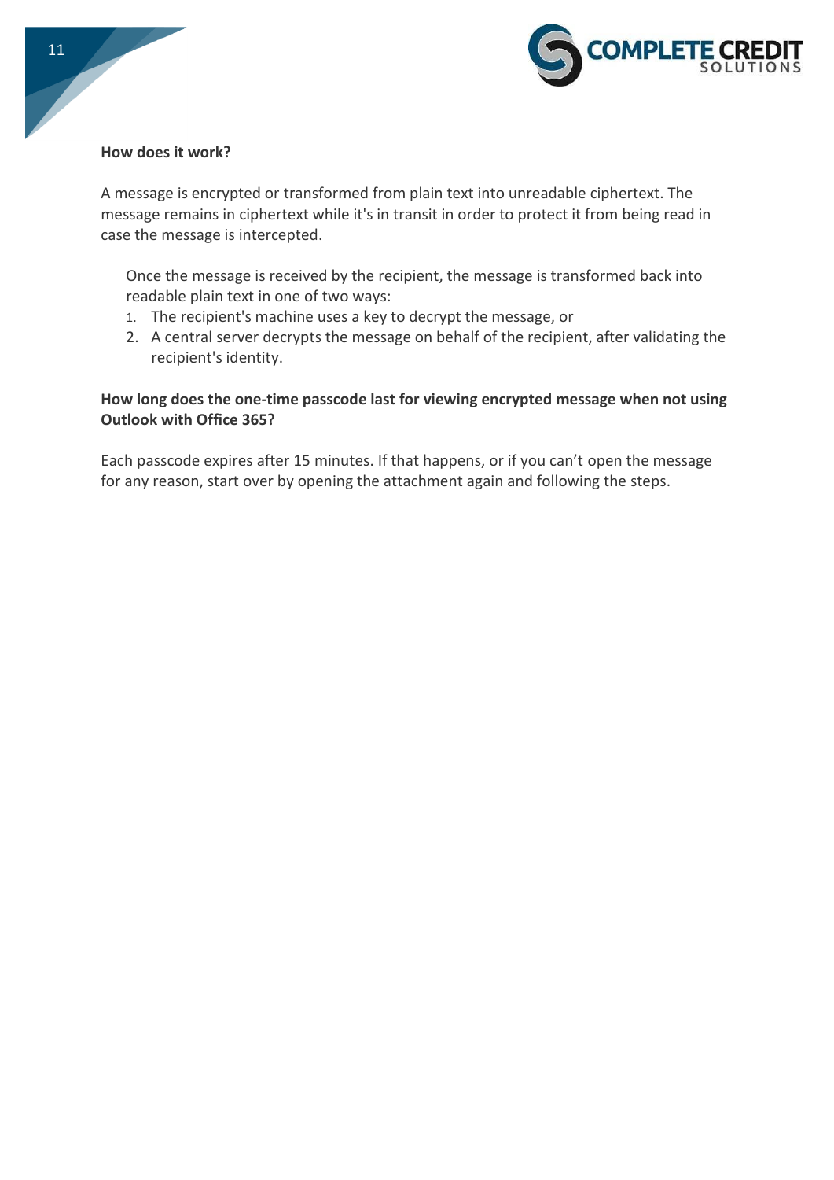**How does it work?**

A message is encrypted or transformed from plain text into unreadable ciphertext. The message remains in ciphertext while it's in transit in order to protect it from being read in case the message is intercepted.

Once the message is received by the recipient, the message is transformed back into readable plain text in one of two ways:

1. The recipient's machine uses a key to decrypt the message, or
2. A central server decrypts the message on behalf of the recipient, after validating the recipient's identity.

**How long does the one-time passcode last for viewing encrypted message when not using Outlook with Office 365?**

Each passcode expires after 15 minutes. If that happens, or if you can't open the message for any reason, start over by opening the attachment again and following the steps.